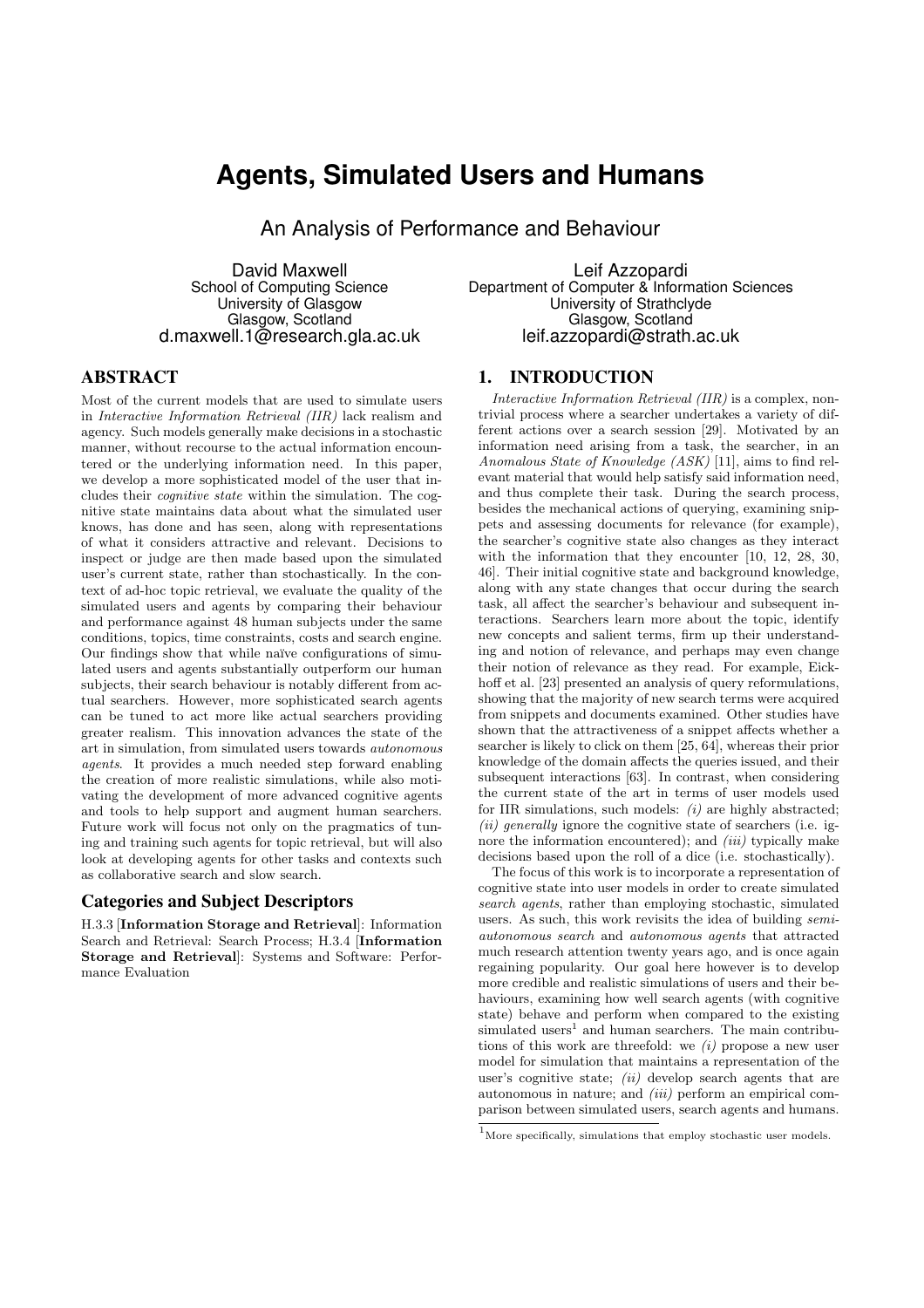# Agents, Simulated Users and Humans

## An Analysis of Performance and Behaviour

David Maxwell
School of Computing Science
University of Glasgow
Glasgow, Scotland
d.maxwell.1@research.gla.ac.uk

Leif Azzopardi
Department of Computer & Information Sciences
University of Strathclyde
Glasgow, Scotland
leif.azzopardi@strath.ac.uk

## ABSTRACT

Most of the current models that are used to simulate users in *Interactive Information Retrieval (IIR)* lack realism and agency. Such models generally make decisions in a stochastic manner, without recourse to the actual information encountered or the underlying information need. In this paper, we develop a more sophisticated model of the user that includes their *cognitive state* within the simulation. The cognitive state maintains data about what the simulated user knows, has done and has seen, along with representations of what it considers attractive and relevant. Decisions to inspect or judge are then made based upon the simulated user's current state, rather than stochastically. In the context of ad-hoc topic retrieval, we evaluate the quality of the simulated users and agents by comparing their behaviour and performance against 48 human subjects under the same conditions, topics, time constraints, costs and search engine. Our findings show that while naïve configurations of simulated users and agents substantially outperform our human subjects, their search behaviour is notably different from actual searchers. However, more sophisticated search agents can be tuned to act more like actual searchers providing greater realism. This innovation advances the state of the art in simulation, from simulated users towards *autonomous agents*. It provides a much needed step forward enabling the creation of more realistic simulations, while also motivating the development of more advanced cognitive agents and tools to help support and augment human searchers. Future work will focus not only on the pragmatics of tuning and training such agents for topic retrieval, but will also look at developing agents for other tasks and contexts such as collaborative search and slow search.

### Categories and Subject Descriptors

H.3.3 [**Information Storage and Retrieval**]: Information Search and Retrieval: Search Process; H.3.4 [**Information Storage and Retrieval**]: Systems and Software: Performance Evaluation

## 1. INTRODUCTION

*Interactive Information Retrieval (IIR)* is a complex, non-trivial process where a searcher undertakes a variety of different actions over a search session [29]. Motivated by an information need arising from a task, the searcher, in an *Anomalous State of Knowledge (ASK)* [11], aims to find relevant material that would help satisfy said information need, and thus complete their task. During the search process, besides the mechanical actions of querying, examining snippets and assessing documents for relevance (for example), the searcher's cognitive state also changes as they interact with the information that they encounter [10, 12, 28, 30, 46]. Their initial cognitive state and background knowledge, along with any state changes that occur during the search task, all affect the searcher's behaviour and subsequent interactions. Searchers learn more about the topic, identify new concepts and salient terms, firm up their understanding and notion of relevance, and perhaps may even change their notion of relevance as they read. For example, Eickhoff et al. [23] presented an analysis of query reformulations, showing that the majority of new search terms were acquired from snippets and documents examined. Other studies have shown that the attractiveness of a snippet affects whether a searcher is likely to click on them [25, 64], whereas their prior knowledge of the domain affects the queries issued, and their subsequent interactions [63]. In contrast, when considering the current state of the art in terms of user models used for IIR simulations, such models: *(i)* are highly abstracted; *(ii) generally* ignore the cognitive state of searchers (i.e. ignore the information encountered); and *(iii)* typically make decisions based upon the roll of a dice (i.e. stochastically).

The focus of this work is to incorporate a representation of cognitive state into user models in order to create simulated *search agents*, rather than employing stochastic, simulated users. As such, this work revisits the idea of building *semi-autonomous search* and *autonomous agents* that attracted much research attention twenty years ago, and is once again regaining popularity. Our goal here however is to develop more credible and realistic simulations of users and their behaviours, examining how well search agents (with cognitive state) behave and perform when compared to the existing simulated users[1] and human searchers. The main contributions of this work are threefold: we *(i)* propose a new user model for simulation that maintains a representation of the user's cognitive state; *(ii)* develop search agents that are autonomous in nature; and *(iii)* perform an empirical comparison between simulated users, search agents and humans.

[1] More specifically, simulations that employ stochastic user models.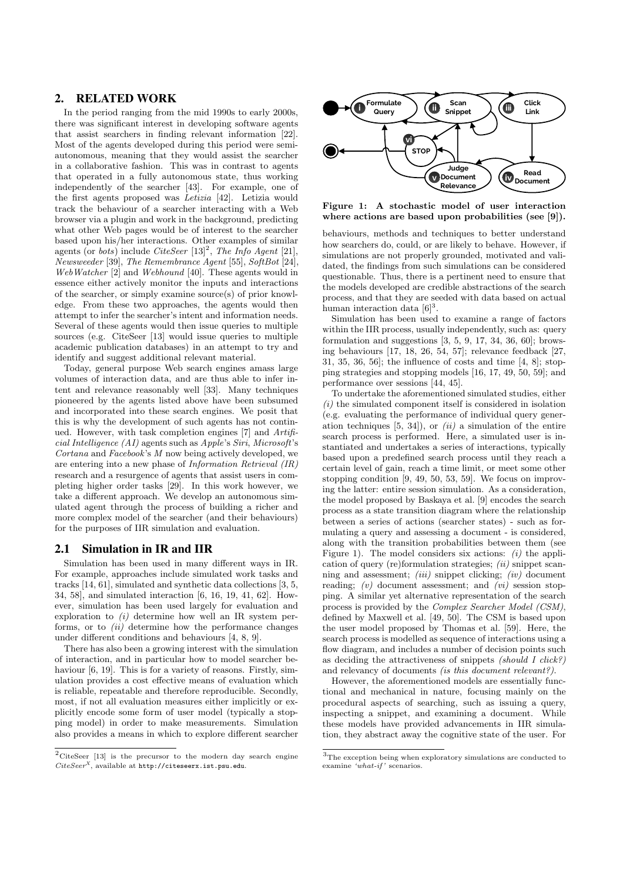## 2. RELATED WORK

In the period ranging from the mid 1990s to early 2000s, there was significant interest in developing software agents that assist searchers in finding relevant information [22]. Most of the agents developed during this period were semi-autonomous, meaning that they would assist the searcher in a collaborative fashion. This was in contrast to agents that operated in a fully autonomous state, thus working independently of the searcher [43]. For example, one of the first agents proposed was *Letizia* [42]. Letizia would track the behaviour of a searcher interacting with a Web browser via a plugin and work in the background, predicting what other Web pages would be of interest to the searcher based upon his/her interactions. Other examples of similar agents (or *bots*) include *CiteSeer* [13][2], *The Info Agent* [21], *Newsweeder* [39], *The Remembrance Agent* [55], *SoftBot* [24], *WebWatcher* [2] and *Webhound* [40]. These agents would in essence either actively monitor the inputs and interactions of the searcher, or simply examine source(s) of prior knowledge. From these two approaches, the agents would then attempt to infer the searcher's intent and information needs. Several of these agents would then issue queries to multiple sources (e.g. CiteSeer [13] would issue queries to multiple academic publication databases) in an attempt to try and identify and suggest additional relevant material.

Today, general purpose Web search engines amass large volumes of interaction data, and are thus able to infer intent and relevance reasonably well [33]. Many techniques pioneered by the agents listed above have been subsumed and incorporated into these search engines. We posit that this is why the development of such agents has not continued. However, with task completion engines [7] and *Artificial Intelligence (AI)* agents such as *Apple*'s *Siri*, *Microsoft*'s *Cortana* and *Facebook*'s *M* now being actively developed, we are entering into a new phase of *Information Retrieval (IR)* research and a resurgence of agents that assist users in completing higher order tasks [29]. In this work however, we take a different approach. We develop an autonomous simulated agent through the process of building a richer and more complex model of the searcher (and their behaviours) for the purposes of IIR simulation and evaluation.

### 2.1 Simulation in IR and IIR

Simulation has been used in many different ways in IR. For example, approaches include simulated work tasks and tracks [14, 61], simulated and synthetic data collections [3, 5, 34, 58], and simulated interaction [6, 16, 19, 41, 62]. However, simulation has been used largely for evaluation and exploration to *(i)* determine how well an IR system performs, or to *(ii)* determine how the performance changes under different conditions and behaviours [4, 8, 9].

There has also been a growing interest with the simulation of interaction, and in particular how to model searcher behaviour [6, 19]. This is for a variety of reasons. Firstly, simulation provides a cost effective means of evaluation which is reliable, repeatable and therefore reproducible. Secondly, most, if not all evaluation measures either implicitly or explicitly encode some form of user model (typically a stopping model) in order to make measurements. Simulation also provides a means in which to explore different searcher behaviours, methods and techniques to better understand how searchers do, could, or are likely to behave. However, if simulations are not properly grounded, motivated and validated, the findings from such simulations can be considered questionable. Thus, there is a pertinent need to ensure that the models developed are credible abstractions of the search process, and that they are seeded with data based on actual human interaction data [6][3].

Figure 1: A stochastic model of user interaction where actions are based upon probabilities (see [9]).

Simulation has been used to examine a range of factors within the IIR process, usually independently, such as: query formulation and suggestions [3, 5, 9, 17, 34, 36, 60]; browsing behaviours [17, 18, 26, 54, 57]; relevance feedback [27, 31, 35, 36, 56]; the influence of costs and time [4, 8]; stopping strategies and stopping models [16, 17, 49, 50, 59]; and performance over sessions [44, 45].

To undertake the aforementioned simulated studies, either *(i)* the simulated component itself is considered in isolation (e.g. evaluating the performance of individual query generation techniques [5, 34]), or *(ii)* a simulation of the entire search process is performed. Here, a simulated user is instantiated and undertakes a series of interactions, typically based upon a predefined search process until they reach a certain level of gain, reach a time limit, or meet some other stopping condition [9, 49, 50, 53, 59]. We focus on improving the latter: entire session simulation. As a consideration, the model proposed by Baskaya et al. [9] encodes the search process as a state transition diagram where the relationship between a series of actions (searcher states) - such as formulating a query and assessing a document - is considered, along with the transition probabilities between them (see Figure 1). The model considers six actions: *(i)* the application of query (re)formulation strategies; *(ii)* snippet scanning and assessment; *(iii)* snippet clicking; *(iv)* document reading; *(v)* document assessment; and *(vi)* session stopping. A similar yet alternative representation of the search process is provided by the *Complex Searcher Model (CSM)*, defined by Maxwell et al. [49, 50]. The CSM is based upon the user model proposed by Thomas et al. [59]. Here, the search process is modelled as sequence of interactions using a flow diagram, and includes a number of decision points such as deciding the attractiveness of snippets *(should I click?)* and relevancy of documents *(is this document relevant?)*.

However, the aforementioned models are essentially functional and mechanical in nature, focusing mainly on the procedural aspects of searching, such as issuing a query, inspecting a snippet, and examining a document. While these models have provided advancements in IIR simulation, they abstract away the cognitive state of the user. For

[2] CiteSeer [13] is the precursor to the modern day search engine $CiteSeer^X$, available at http://citeseerx.ist.psu.edu.

[3] The exception being when exploratory simulations are conducted to examine '*what-if*' scenarios.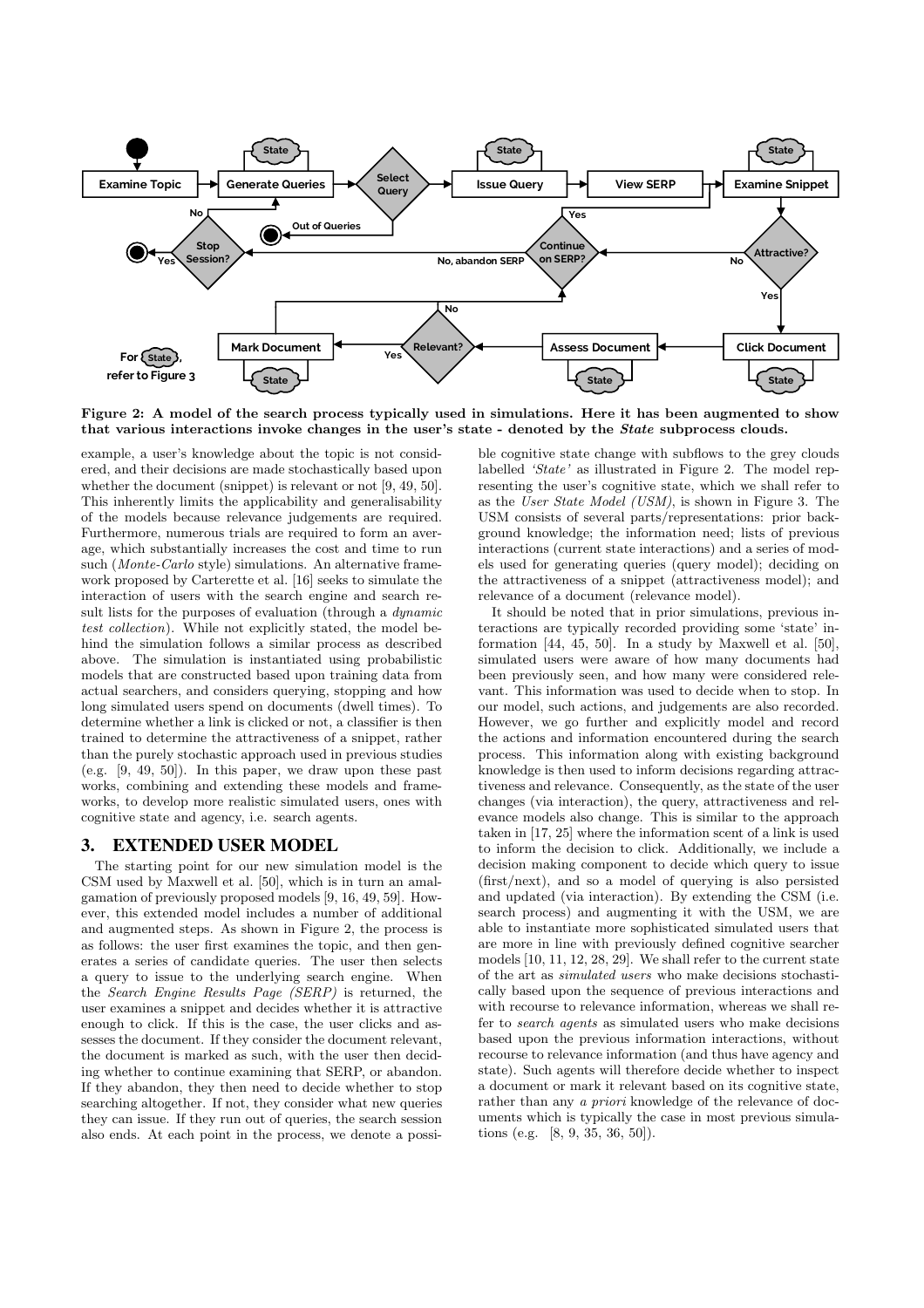Figure 2: A model of the search process typically used in simulations. Here it has been augmented to show that various interactions invoke changes in the user's state - denoted by the *State* subprocess clouds.

example, a user's knowledge about the topic is not considered, and their decisions are made stochastically based upon whether the document (snippet) is relevant or not [9, 49, 50]. This inherently limits the applicability and generalisability of the models because relevance judgements are required. Furthermore, numerous trials are required to form an average, which substantially increases the cost and time to run such (*Monte-Carlo* style) simulations. An alternative framework proposed by Carterette et al. [16] seeks to simulate the interaction of users with the search engine and search result lists for the purposes of evaluation (through a *dynamic test collection*). While not explicitly stated, the model behind the simulation follows a similar process as described above. The simulation is instantiated using probabilistic models that are constructed based upon training data from actual searchers, and considers querying, stopping and how long simulated users spend on documents (dwell times). To determine whether a link is clicked or not, a classifier is then trained to determine the attractiveness of a snippet, rather than the purely stochastic approach used in previous studies (e.g. [9, 49, 50]). In this paper, we draw upon these past works, combining and extending these models and frameworks, to develop more realistic simulated users, ones with cognitive state and agency, i.e. search agents.

# 3. EXTENDED USER MODEL

The starting point for our new simulation model is the CSM used by Maxwell et al. [50], which is in turn an amalgamation of previously proposed models [9, 16, 49, 59]. However, this extended model includes a number of additional and augmented steps. As shown in Figure 2, the process is as follows: the user first examines the topic, and then generates a series of candidate queries. The user then selects a query to issue to the underlying search engine. When the *Search Engine Results Page (SERP)* is returned, the user examines a snippet and decides whether it is attractive enough to click. If this is the case, the user clicks and assesses the document. If they consider the document relevant, the document is marked as such, with the user then deciding whether to continue examining that SERP, or abandon. If they abandon, they then need to decide whether to stop searching altogether. If not, they consider what new queries they can issue. If they run out of queries, the search session also ends. At each point in the process, we denote a possible cognitive state change with subflows to the grey clouds labelled *'State'* as illustrated in Figure 2. The model representing the user's cognitive state, which we shall refer to as the *User State Model (USM)*, is shown in Figure 3. The USM consists of several parts/representations: prior background knowledge; the information need; lists of previous interactions (current state interactions) and a series of models used for generating queries (query model); deciding on the attractiveness of a snippet (attractiveness model); and relevance of a document (relevance model).

It should be noted that in prior simulations, previous interactions are typically recorded providing some 'state' information [44, 45, 50]. In a study by Maxwell et al. [50], simulated users were aware of how many documents had been previously seen, and how many were considered relevant. This information was used to decide when to stop. In our model, such actions, and judgements are also recorded. However, we go further and explicitly model and record the actions and information encountered during the search process. This information along with existing background knowledge is then used to inform decisions regarding attractiveness and relevance. Consequently, as the state of the user changes (via interaction), the query, attractiveness and relevance models also change. This is similar to the approach taken in [17, 25] where the information scent of a link is used to inform the decision to click. Additionally, we include a decision making component to decide which query to issue (first/next), and so a model of querying is also persisted and updated (via interaction). By extending the CSM (i.e. search process) and augmenting it with the USM, we are able to instantiate more sophisticated simulated users that are more in line with previously defined cognitive searcher models [10, 11, 12, 28, 29]. We shall refer to the current state of the art as *simulated users* who make decisions stochastically based upon the sequence of previous interactions and with recourse to relevance information, whereas we shall refer to *search agents* as simulated users who make decisions based upon the previous information interactions, without recourse to relevance information (and thus have agency and state). Such agents will therefore decide whether to inspect a document or mark it relevant based on its cognitive state, rather than any *a priori* knowledge of the relevance of documents which is typically the case in most previous simulations (e.g. [8, 9, 35, 36, 50]).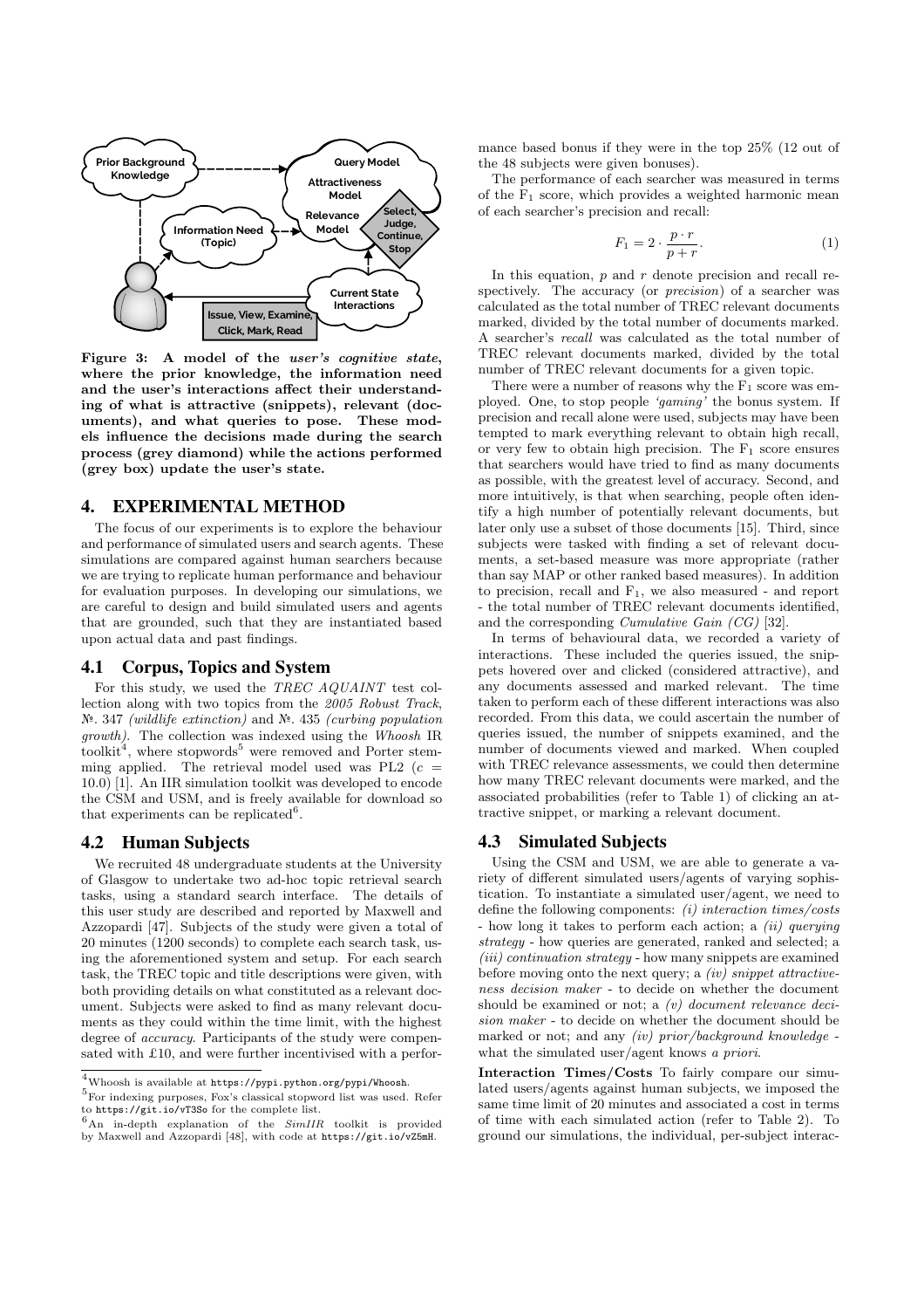Figure 3: A model of the *user's cognitive state*, where the prior knowledge, the information need and the user's interactions affect their understanding of what is attractive (snippets), relevant (documents), and what queries to pose. These models influence the decisions made during the search process (grey diamond) while the actions performed (grey box) update the user's state.

## 4. EXPERIMENTAL METHOD

The focus of our experiments is to explore the behaviour and performance of simulated users and search agents. These simulations are compared against human searchers because we are trying to replicate human performance and behaviour for evaluation purposes. In developing our simulations, we are careful to design and build simulated users and agents that are grounded, such that they are instantiated based upon actual data and past findings.

### 4.1 Corpus, Topics and System

For this study, we used the *TREC AQUAINT* test collection along with two topics from the *2005 Robust Track*, №. 347 *(wildlife extinction)* and №. 435 *(curbing population growth)*. The collection was indexed using the *Whoosh* IR toolkit[4], where stopwords[5] were removed and Porter stemming applied. The retrieval model used was PL2 ($c$ = 10.0) [1]. An IIR simulation toolkit was developed to encode the CSM and USM, and is freely available for download so that experiments can be replicated[6].

### 4.2 Human Subjects

We recruited 48 undergraduate students at the University of Glasgow to undertake two ad-hoc topic retrieval search tasks, using a standard search interface. The details of this user study are described and reported by Maxwell and Azzopardi [47]. Subjects of the study were given a total of 20 minutes (1200 seconds) to complete each search task, using the aforementioned system and setup. For each search task, the TREC topic and title descriptions were given, with both providing details on what constituted as a relevant document. Subjects were asked to find as many relevant documents as they could within the time limit, with the highest degree of *accuracy*. Participants of the study were compensated with £10, and were further incentivised with a performance based bonus if they were in the top 25% (12 out of the 48 subjects were given bonuses).

The performance of each searcher was measured in terms of the $F_1$ score, which provides a weighted harmonic mean of each searcher's precision and recall:

$$F_1 = 2 \cdot \frac{p \cdot r}{p + r}. \tag{1}$$

In this equation, $p$ and $r$ denote precision and recall respectively. The accuracy (or *precision*) of a searcher was calculated as the total number of TREC relevant documents marked, divided by the total number of documents marked. A searcher's *recall* was calculated as the total number of TREC relevant documents marked, divided by the total number of TREC relevant documents for a given topic.

There were a number of reasons why the $F_1$ score was employed. One, to stop people *'gaming'* the bonus system. If precision and recall alone were used, subjects may have been tempted to mark everything relevant to obtain high recall, or very few to obtain high precision. The $F_1$ score ensures that searchers would have tried to find as many documents as possible, with the greatest level of accuracy. Second, and more intuitively, is that when searching, people often identify a high number of potentially relevant documents, but later only use a subset of those documents [15]. Third, since subjects were tasked with finding a set of relevant documents, a set-based measure was more appropriate (rather than say MAP or other ranked based measures). In addition to precision, recall and $F_1$, we also measured - and report - the total number of TREC relevant documents identified, and the corresponding *Cumulative Gain (CG)* [32].

In terms of behavioural data, we recorded a variety of interactions. These included the queries issued, the snippets hovered over and clicked (considered attractive), and any documents assessed and marked relevant. The time taken to perform each of these different interactions was also recorded. From this data, we could ascertain the number of queries issued, the number of snippets examined, and the number of documents viewed and marked. When coupled with TREC relevance assessments, we could then determine how many TREC relevant documents were marked, and the associated probabilities (refer to Table 1) of clicking an attractive snippet, or marking a relevant document.

### 4.3 Simulated Subjects

Using the CSM and USM, we are able to generate a variety of different simulated users/agents of varying sophistication. To instantiate a simulated user/agent, we need to define the following components: *(i) interaction times/costs* - how long it takes to perform each action; a *(ii) querying strategy* - how queries are generated, ranked and selected; a *(iii) continuation strategy* - how many snippets are examined before moving onto the next query; a *(iv) snippet attractiveness decision maker* - to decide on whether the document should be examined or not; a *(v) document relevance decision maker* - to decide on whether the document should be marked or not; and any *(iv) prior/background knowledge* - what the simulated user/agent knows *a priori*.

**Interaction Times/Costs** To fairly compare our simulated users/agents against human subjects, we imposed the same time limit of 20 minutes and associated a cost in terms of time with each simulated action (refer to Table 2). To ground our simulations, the individual, per-subject interac-

[4] Whoosh is available at https://pypi.python.org/pypi/Whoosh.

[5] For indexing purposes, Fox's classical stopword list was used. Refer to https://git.io/vT3So for the complete list.

[6] An in-depth explanation of the *SimIIR* toolkit is provided by Maxwell and Azzopardi [48], with code at https://git.io/vZ5mH.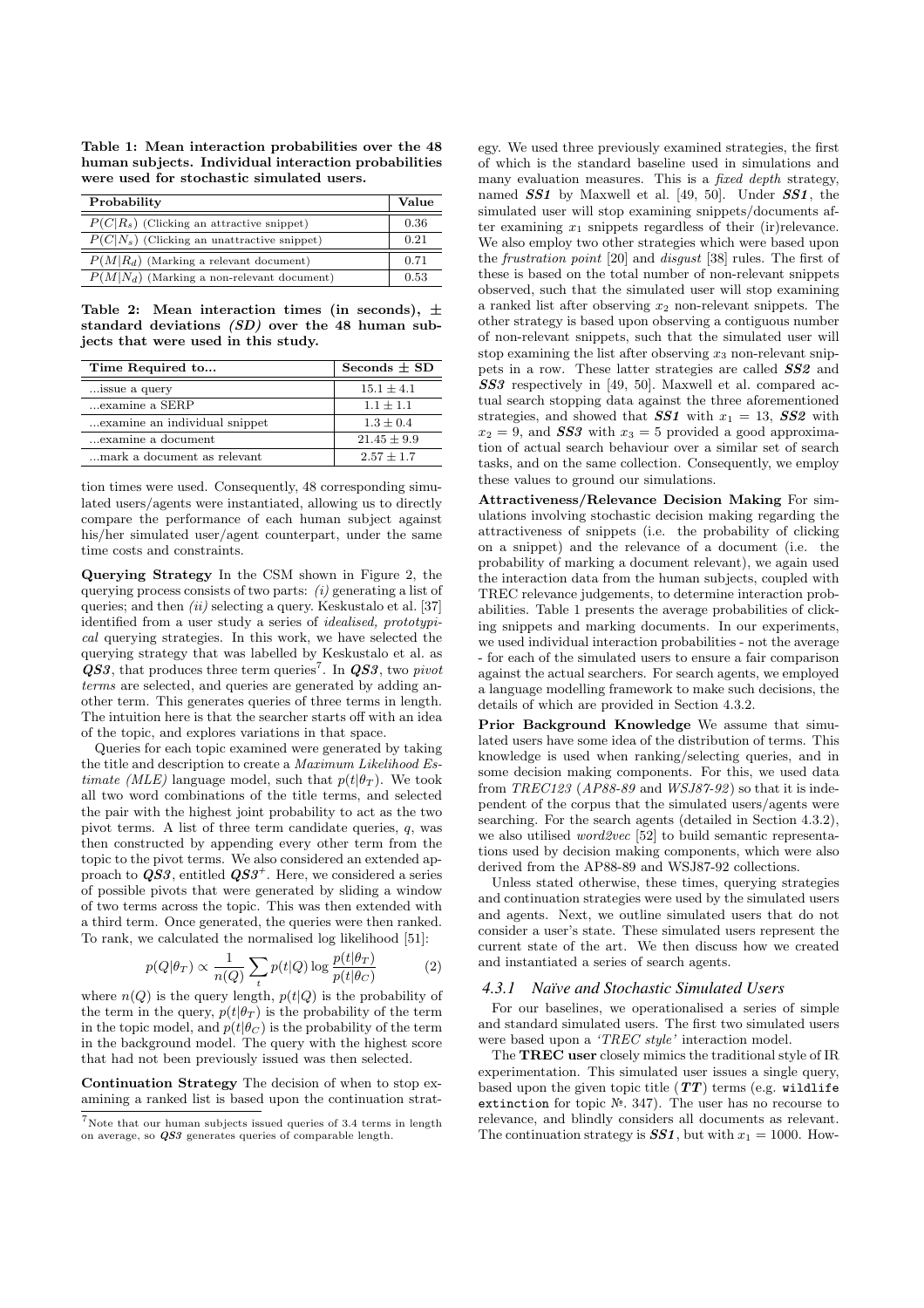**Table 1: Mean interaction probabilities over the 48 human subjects. Individual interaction probabilities were used for stochastic simulated users.**

| Probability | Value |
|---|---|
| $P(C\|R_s)$ (Clicking an attractive snippet) | 0.36 |
| $P(C\|N_s)$ (Clicking an unattractive snippet) | 0.21 |
| $P(M\|R_d)$ (Marking a relevant document) | 0.71 |
| $P(M\|N_d)$ (Marking a non-relevant document) | 0.53 |

**Table 2: Mean interaction times (in seconds), ± standard deviations *(SD)* over the 48 human subjects that were used in this study.**

| Time Required to... | Seconds ± SD |
|---|---|
| ...issue a query | $15.1 \pm 4.1$ |
| ...examine a SERP | $1.1 \pm 1.1$ |
| ...examine an individual snippet | $1.3 \pm 0.4$ |
| ...examine a document | $21.45 \pm 9.9$ |
| ...mark a document as relevant | $2.57 \pm 1.7$ |

tion times were used. Consequently, 48 corresponding simulated users/agents were instantiated, allowing us to directly compare the performance of each human subject against his/her simulated user/agent counterpart, under the same time costs and constraints.

**Querying Strategy** In the CSM shown in Figure 2, the querying process consists of two parts: *(i)* generating a list of queries; and then *(ii)* selecting a query. Keskustalo et al. [37] identified from a user study a series of *idealised, prototypical* querying strategies. In this work, we have selected the querying strategy that was labelled by Keskustalo et al. as ***QS3***, that produces three term queries[7]. In ***QS3***, two *pivot terms* are selected, and queries are generated by adding another term. This generates queries of three terms in length. The intuition here is that the searcher starts off with an idea of the topic, and explores variations in that space.

Queries for each topic examined were generated by taking the title and description to create a *Maximum Likelihood Estimate (MLE)* language model, such that $p(t|\theta_T)$. We took all two word combinations of the title terms, and selected the pair with the highest joint probability to act as the two pivot terms. A list of three term candidate queries, $q$, was then constructed by appending every other term from the topic to the pivot terms. We also considered an extended approach to ***QS3***, entitled ***QS3***$^{+}$. Here, we considered a series of possible pivots that were generated by sliding a window of two terms across the topic. This was then extended with a third term. Once generated, the queries were then ranked. To rank, we calculated the normalised log likelihood [51]:

$$p(Q|\theta_T) \propto \frac{1}{n(Q)} \sum_t p(t|Q) \log \frac{p(t|\theta_T)}{p(t|\theta_C)} \qquad (2)$$

where $n(Q)$ is the query length, $p(t|Q)$ is the probability of the term in the query, $p(t|\theta_T)$ is the probability of the term in the topic model, and $p(t|\theta_C)$ is the probability of the term in the background model. The query with the highest score that had not been previously issued was then selected.

**Continuation Strategy** The decision of when to stop examining a ranked list is based upon the continuation strategy. We used three previously examined strategies, the first of which is the standard baseline used in simulations and many evaluation measures. This is a *fixed depth* strategy, named ***SS1*** by Maxwell et al. [49, 50]. Under ***SS1***, the simulated user will stop examining snippets/documents after examining $x_1$ snippets regardless of their (ir)relevance. We also employ two other strategies which were based upon the *frustration point* [20] and *disgust* [38] rules. The first of these is based on the total number of non-relevant snippets observed, such that the simulated user will stop examining a ranked list after observing $x_2$ non-relevant snippets. The other strategy is based upon observing a contiguous number of non-relevant snippets, such that the simulated user will stop examining the list after observing $x_3$ non-relevant snippets in a row. These latter strategies are called ***SS2*** and ***SS3*** respectively in [49, 50]. Maxwell et al. compared actual search stopping data against the three aforementioned strategies, and showed that ***SS1*** with $x_1 = 13$, ***SS2*** with $x_2 = 9$, and ***SS3*** with $x_3 = 5$ provided a good approximation of actual search behaviour over a similar set of search tasks, and on the same collection. Consequently, we employ these values to ground our simulations.

**Attractiveness/Relevance Decision Making** For simulations involving stochastic decision making regarding the attractiveness of snippets (i.e. the probability of clicking on a snippet) and the relevance of a document (i.e. the probability of marking a document relevant), we again used the interaction data from the human subjects, coupled with TREC relevance judgements, to determine interaction probabilities. Table 1 presents the average probabilities of clicking snippets and marking documents. In our experiments, we used individual interaction probabilities - not the average - for each of the simulated users to ensure a fair comparison against the actual searchers. For search agents, we employed a language modelling framework to make such decisions, the details of which are provided in Section 4.3.2.

**Prior Background Knowledge** We assume that simulated users have some idea of the distribution of terms. This knowledge is used when ranking/selecting queries, and in some decision making components. For this, we used data from *TREC123* (*AP88-89* and *WSJ87-92*) so that it is independent of the corpus that the simulated users/agents were searching. For the search agents (detailed in Section 4.3.2), we also utilised *word2vec* [52] to build semantic representations used by decision making components, which were also derived from the AP88-89 and WSJ87-92 collections.

Unless stated otherwise, these times, querying strategies and continuation strategies were used by the simulated users and agents. Next, we outline simulated users that do not consider a user's state. These simulated users represent the current state of the art. We then discuss how we created and instantiated a series of search agents.

### 4.3.1 Naïve and Stochastic Simulated Users

For our baselines, we operationalised a series of simple and standard simulated users. The first two simulated users were based upon a *'TREC style'* interaction model.

The **TREC user** closely mimics the traditional style of IR experimentation. This simulated user issues a single query, based upon the given topic title (***TT***) terms (e.g. `wildlife extinction` for topic №. 347). The user has no recourse to relevance, and blindly considers all documents as relevant. The continuation strategy is ***SS1***, but with $x_1 = 1000$. How-

[7] Note that our human subjects issued queries of 3.4 terms in length on average, so ***QS3*** generates queries of comparable length.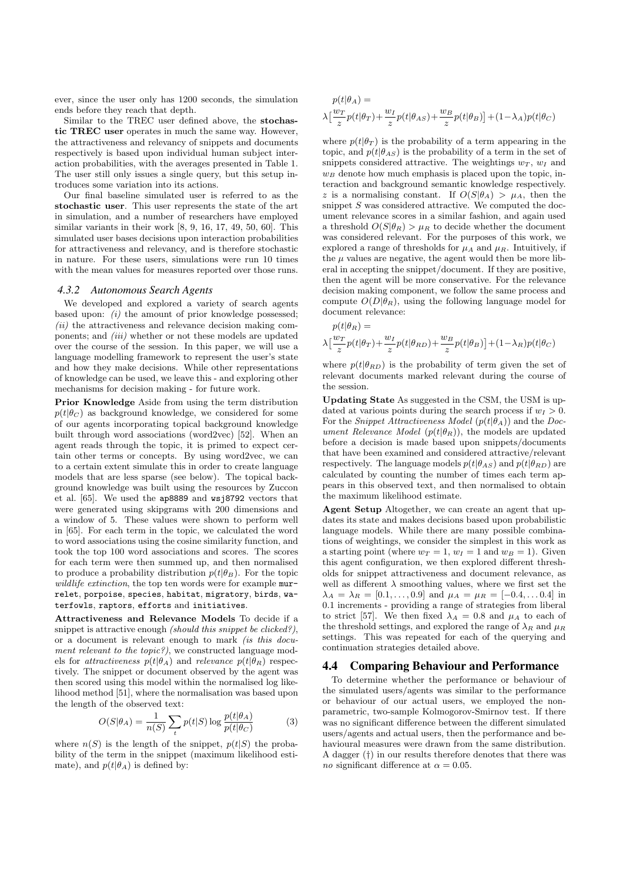ever, since the user only has 1200 seconds, the simulation ends before they reach that depth.

Similar to the TREC user defined above, the **stochastic TREC user** operates in much the same way. However, the attractiveness and relevancy of snippets and documents respectively is based upon individual human subject interaction probabilities, with the averages presented in Table 1. The user still only issues a single query, but this setup introduces some variation into its actions.

Our final baseline simulated user is referred to as the **stochastic user**. This user represents the state of the art in simulation, and a number of researchers have employed similar variants in their work [8, 9, 16, 17, 49, 50, 60]. This simulated user bases decisions upon interaction probabilities for attractiveness and relevancy, and is therefore stochastic in nature. For these users, simulations were run 10 times with the mean values for measures reported over those runs.

#### 4.3.2 Autonomous Search Agents

We developed and explored a variety of search agents based upon: *(i)* the amount of prior knowledge possessed; *(ii)* the attractiveness and relevance decision making components; and *(iii)* whether or not these models are updated over the course of the session. In this paper, we will use a language modelling framework to represent the user's state and how they make decisions. While other representations of knowledge can be used, we leave this - and exploring other mechanisms for decision making - for future work.

**Prior Knowledge** Aside from using the term distribution $p(t|\theta_C)$ as background knowledge, we considered for some of our agents incorporating topical background knowledge built through word associations (word2vec) [52]. When an agent reads through the topic, it is primed to expect certain other terms or concepts. By using word2vec, we can to a certain extent simulate this in order to create language models that are less sparse (see below). The topical background knowledge was built using the resources by Zuccon et al. [65]. We used the `ap8889` and `wsj8792` vectors that were generated using skipgrams with 200 dimensions and a window of 5. These values were shown to perform well in [65]. For each term in the topic, we calculated the word to word associations using the cosine similarity function, and took the top 100 word associations and scores. The scores for each term were then summed up, and then normalised to produce a probability distribution $p(t|\theta_B)$. For the topic *wildlife extinction*, the top ten words were for example `murrelet`, `porpoise`, `species`, `habitat`, `migratory`, `birds`, `waterfowls`, `raptors`, `efforts` and `initiatives`.

**Attractiveness and Relevance Models** To decide if a snippet is attractive enough *(should this snippet be clicked?)*, or a document is relevant enough to mark *(is this document relevant to the topic?)*, we constructed language models for *attractiveness* $p(t|\theta_A)$ and *relevance* $p(t|\theta_R)$ respectively. The snippet or document observed by the agent was then scored using this model within the normalised log likelihood method [51], where the normalisation was based upon the length of the observed text:

$$O(S|\theta_A) = \frac{1}{n(S)} \sum_t p(t|S) \log \frac{p(t|\theta_A)}{p(t|\theta_C)} \tag{3}$$

where $n(S)$ is the length of the snippet, $p(t|S)$ the probability of the term in the snippet (maximum likelihood estimate), and $p(t|\theta_A)$ is defined by:

$$p(t|\theta_A) = \lambda\big[\frac{w_T}{z}p(t|\theta_T) + \frac{w_I}{z}p(t|\theta_{AS}) + \frac{w_B}{z}p(t|\theta_B)\big] + (1-\lambda_A)p(t|\theta_C)$$

where $p(t|\theta_T)$ is the probability of a term appearing in the topic, and $p(t|\theta_{AS})$ is the probability of a term in the set of snippets considered attractive. The weightings $w_T$, $w_I$ and $w_B$ denote how much emphasis is placed upon the topic, interaction and background semantic knowledge respectively. $z$ is a normalising constant. If $O(S|\theta_A) > \mu_A$, then the snippet $S$ was considered attractive. We computed the document relevance scores in a similar fashion, and again used a threshold $O(S|\theta_R) > \mu_R$ to decide whether the document was considered relevant. For the purposes of this work, we explored a range of thresholds for $\mu_A$ and $\mu_R$. Intuitively, if the $\mu$ values are negative, the agent would then be more liberal in accepting the snippet/document. If they are positive, then the agent will be more conservative. For the relevance decision making component, we follow the same process and compute $O(D|\theta_R)$, using the following language model for document relevance:

$$p(t|\theta_R) = \lambda\big[\frac{w_T}{z}p(t|\theta_T) + \frac{w_I}{z}p(t|\theta_{RD}) + \frac{w_B}{z}p(t|\theta_B)\big] + (1-\lambda_R)p(t|\theta_C)$$

where $p(t|\theta_{RD})$ is the probability of term given the set of relevant documents marked relevant during the course of the session.

**Updating State** As suggested in the CSM, the USM is updated at various points during the search process if $w_I > 0$. For the *Snippet Attractiveness Model* ($p(t|\theta_A)$) and the *Document Relevance Model* ($p(t|\theta_R)$), the models are updated before a decision is made based upon snippets/documents that have been examined and considered attractive/relevant respectively. The language models $p(t|\theta_{AS})$ and $p(t|\theta_{RD})$ are calculated by counting the number of times each term appears in this observed text, and then normalised to obtain the maximum likelihood estimate.

**Agent Setup** Altogether, we can create an agent that updates its state and makes decisions based upon probabilistic language models. While there are many possible combinations of weightings, we consider the simplest in this work as a starting point (where $w_T = 1$, $w_I = 1$ and $w_B = 1$). Given this agent configuration, we then explored different thresholds for snippet attractiveness and document relevance, as well as different $\lambda$ smoothing values, where we first set the $\lambda_A = \lambda_R = [0.1, \ldots, 0.9]$ and $\mu_A = \mu_R = [-0.4, \ldots 0.4]$ in 0.1 increments - providing a range of strategies from liberal to strict [57]. We then fixed $\lambda_A = 0.8$ and $\mu_A$ to each of the threshold settings, and explored the range of $\lambda_R$ and $\mu_R$ settings. This was repeated for each of the querying and continuation strategies detailed above.

## 4.4 Comparing Behaviour and Performance

To determine whether the performance or behaviour of the simulated users/agents was similar to the performance or behaviour of our actual users, we employed the non-parametric, two-sample Kolmogorov-Smirnov test. If there was no significant difference between the different simulated users/agents and actual users, then the performance and behavioural measures were drawn from the same distribution. A dagger (†) in our results therefore denotes that there was *no* significant difference at $\alpha = 0.05$.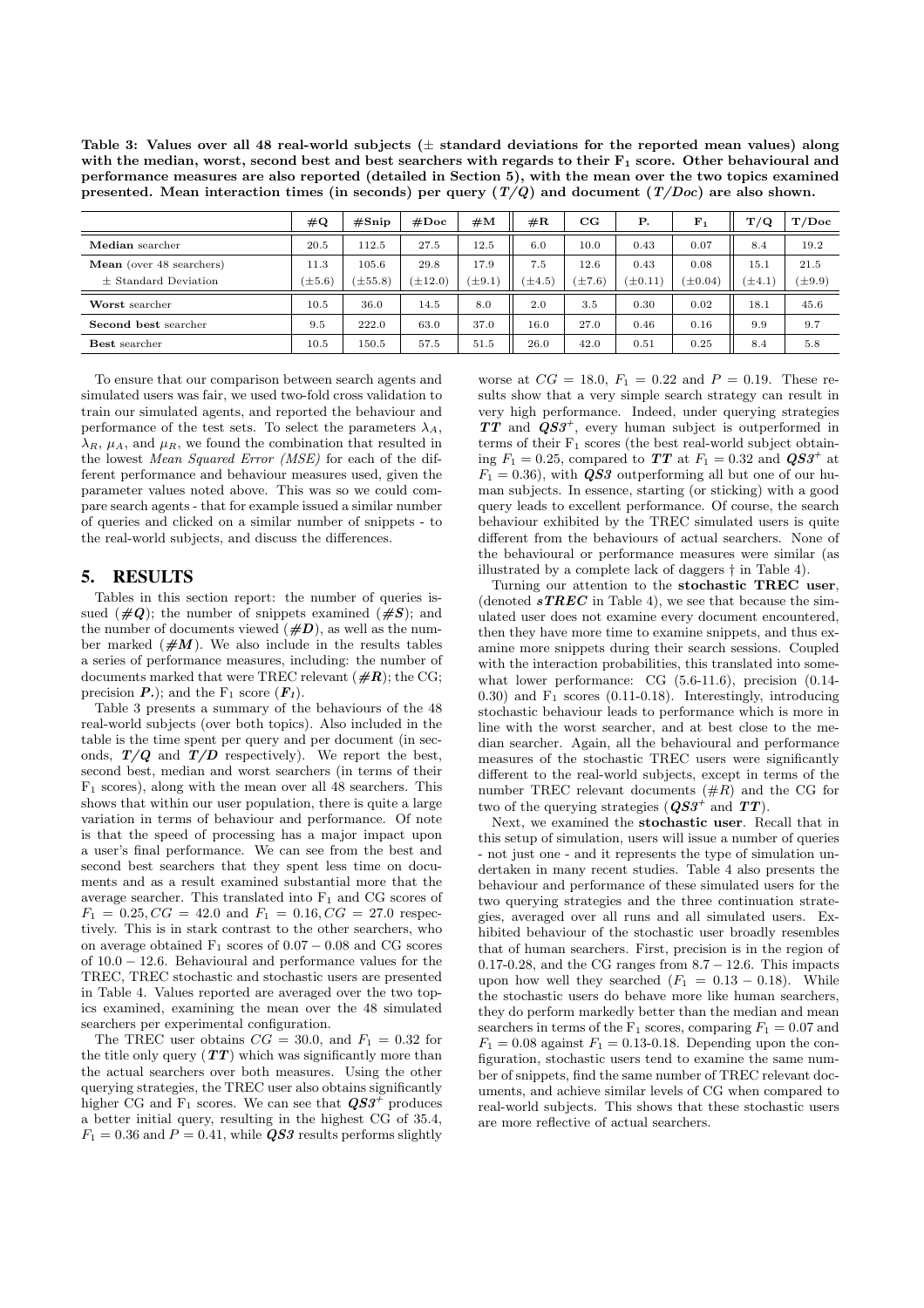**Table 3: Values over all 48 real-world subjects (± standard deviations for the reported mean values) along with the median, worst, second best and best searchers with regards to their $F_1$ score. Other behavioural and performance measures are also reported (detailed in Section 5), with the mean over the two topics examined presented. Mean interaction times (in seconds) per query (*T/Q*) and document (*T/Doc*) are also shown.**

| | #Q | #Snip | #Doc | #M | #R | CG | P. | $F_1$ | T/Q | T/Doc |
|---|---|---|---|---|---|---|---|---|---|---|
| **Median** searcher | 20.5 | 112.5 | 27.5 | 12.5 | 6.0 | 10.0 | 0.43 | 0.07 | 8.4 | 19.2 |
| **Mean** (over 48 searchers) | 11.3 | 105.6 | 29.8 | 17.9 | 7.5 | 12.6 | 0.43 | 0.08 | 15.1 | 21.5 |
| ± Standard Deviation | (±5.6) | (±55.8) | (±12.0) | (±9.1) | (±4.5) | (±7.6) | (±0.11) | (±0.04) | (±4.1) | (±9.9) |
| **Worst** searcher | 10.5 | 36.0 | 14.5 | 8.0 | 2.0 | 3.5 | 0.30 | 0.02 | 18.1 | 45.6 |
| **Second best** searcher | 9.5 | 222.0 | 63.0 | 37.0 | 16.0 | 27.0 | 0.46 | 0.16 | 9.9 | 9.7 |
| **Best** searcher | 10.5 | 150.5 | 57.5 | 51.5 | 26.0 | 42.0 | 0.51 | 0.25 | 8.4 | 5.8 |

To ensure that our comparison between search agents and simulated users was fair, we used two-fold cross validation to train our simulated agents, and reported the behaviour and performance of the test sets. To select the parameters $\lambda_A$, $\lambda_R$, $\mu_A$, and $\mu_R$, we found the combination that resulted in the lowest *Mean Squared Error (MSE)* for each of the different performance and behaviour measures used, given the parameter values noted above. This was so we could compare search agents - that for example issued a similar number of queries and clicked on a similar number of snippets - to the real-world subjects, and discuss the differences.

## 5. RESULTS

Tables in this section report: the number of queries issued (***#Q***); the number of snippets examined (***#S***); and the number of documents viewed (***#D***), as well as the number marked (***#M***). We also include in the results tables a series of performance measures, including: the number of documents marked that were TREC relevant (***#R***); the CG; precision (***P.***); and the $F_1$ score ($\boldsymbol{F_1}$).

Table 3 presents a summary of the behaviours of the 48 real-world subjects (over both topics). Also included in the table is the time spent per query and per document (in seconds, ***T/Q*** and ***T/D*** respectively). We report the best, second best, median and worst searchers (in terms of their $F_1$ scores), along with the mean over all 48 searchers. This shows that within our user population, there is quite a large variation in terms of behaviour and performance. Of note is that the speed of processing has a major impact upon a user's final performance. We can see from the best and second best searchers that they spent less time on documents and as a result examined substantial more that the average searcher. This translated into $F_1$ and CG scores of $F_1 = 0.25, CG = 42.0$ and $F_1 = 0.16, CG = 27.0$ respectively. This is in stark contrast to the other searchers, who on average obtained $F_1$ scores of $0.07 - 0.08$ and CG scores of $10.0 - 12.6$. Behavioural and performance values for the TREC, TREC stochastic and stochastic users are presented in Table 4. Values reported are averaged over the two topics examined, examining the mean over the 48 simulated searchers per experimental configuration.

The TREC user obtains $CG = 30.0$, and $F_1 = 0.32$ for the title only query (***TT***) which was significantly more than the actual searchers over both measures. Using the other querying strategies, the TREC user also obtains significantly higher CG and $F_1$ scores. We can see that ***QS3***$^+$ produces a better initial query, resulting in the highest CG of 35.4, $F_1 = 0.36$ and $P = 0.41$, while ***QS3*** results performs slightly worse at $CG = 18.0$, $F_1 = 0.22$ and $P = 0.19$. These results show that a very simple search strategy can result in very high performance. Indeed, under querying strategies ***TT*** and ***QS3***$^+$, every human subject is outperformed in terms of their $F_1$ scores (the best real-world subject obtaining $F_1 = 0.25$, compared to ***TT*** at $F_1 = 0.32$ and ***QS3***$^+$ at $F_1 = 0.36$), with ***QS3*** outperforming all but one of our human subjects. In essence, starting (or sticking) with a good query leads to excellent performance. Of course, the search behaviour exhibited by the TREC simulated users is quite different from the behaviours of actual searchers. None of the behavioural or performance measures were similar (as illustrated by a complete lack of daggers † in Table 4).

Turning our attention to the **stochastic TREC user**, (denoted ***sTREC*** in Table 4), we see that because the simulated user does not examine every document encountered, then they have more time to examine snippets, and thus examine more snippets during their search sessions. Coupled with the interaction probabilities, this translated into somewhat lower performance: CG (5.6-11.6), precision (0.14-0.30) and $F_1$ scores (0.11-0.18). Interestingly, introducing stochastic behaviour leads to performance which is more in line with the worst searcher, and at best close to the median searcher. Again, all the behavioural and performance measures of the stochastic TREC users were significantly different to the real-world subjects, except in terms of the number TREC relevant documents (#$R$) and the CG for two of the querying strategies (***QS3***$^+$ and ***TT***).

Next, we examined the **stochastic user**. Recall that in this setup of simulation, users will issue a number of queries - not just one - and it represents the type of simulation undertaken in many recent studies. Table 4 also presents the behaviour and performance of these simulated users for the two querying strategies and the three continuation strategies, averaged over all runs and all simulated users. Exhibited behaviour of the stochastic user broadly resembles that of human searchers. First, precision is in the region of 0.17-0.28, and the CG ranges from $8.7 - 12.6$. This impacts upon how well they searched ($F_1 = 0.13 - 0.18$). While the stochastic users do behave more like human searchers, they do perform markedly better than the median and mean searchers in terms of the $F_1$ scores, comparing $F_1 = 0.07$ and $F_1 = 0.08$ against $F_1 =$ 0.13-0.18. Depending upon the configuration, stochastic users tend to examine the same number of snippets, find the same number of TREC relevant documents, and achieve similar levels of CG when compared to real-world subjects. This shows that these stochastic users are more reflective of actual searchers.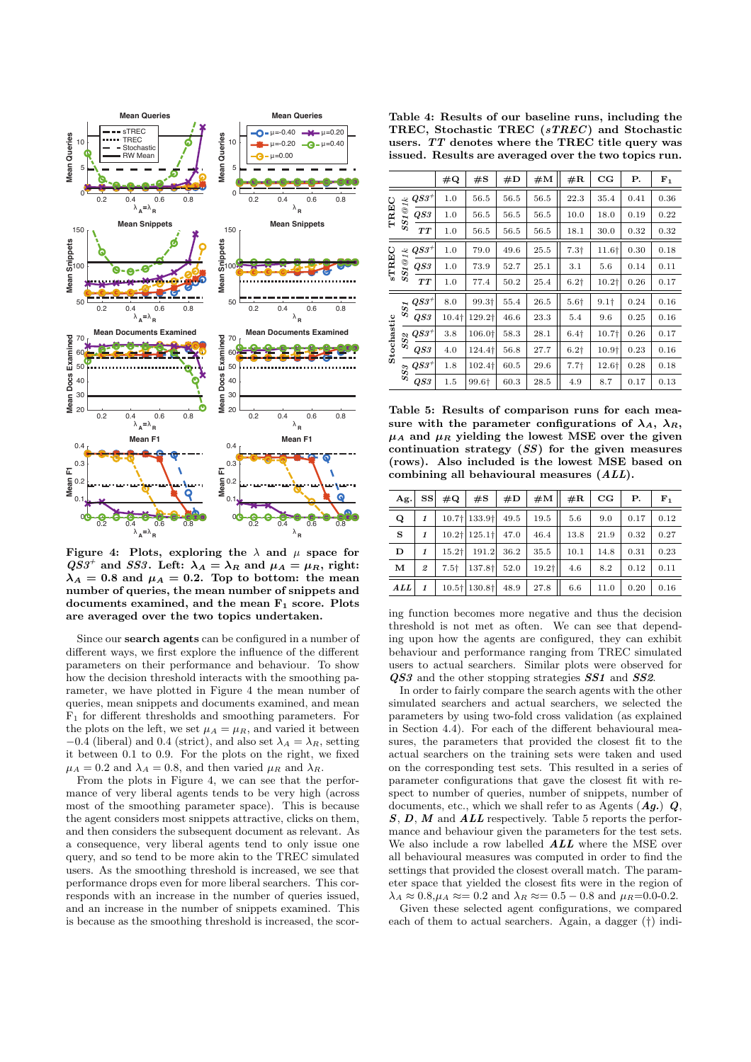Figure 4: Plots, exploring the $\lambda$ and $\mu$ space for $QS3^{+}$ and $SS3$. Left: $\lambda_A = \lambda_R$ and $\mu_A = \mu_R$, right: $\lambda_A = 0.8$ and $\mu_A = 0.2$. Top to bottom: the mean number of queries, the mean number of snippets and documents examined, and the mean $F_1$ score. Plots are averaged over the two topics undertaken.

Since our **search agents** can be configured in a number of different ways, we first explore the influence of the different parameters on their performance and behaviour. To show how the decision threshold interacts with the smoothing parameter, we have plotted in Figure 4 the mean number of queries, mean snippets and documents examined, and mean $F_1$ for different thresholds and smoothing parameters. For the plots on the left, we set $\mu_A = \mu_R$, and varied it between $-0.4$ (liberal) and 0.4 (strict), and also set $\lambda_A = \lambda_R$, setting it between 0.1 to 0.9. For the plots on the right, we fixed $\mu_A = 0.2$ and $\lambda_A = 0.8$, and then varied $\mu_R$ and $\lambda_R$.

From the plots in Figure 4, we can see that the performance of very liberal agents tends to be very high (across most of the smoothing parameter space). This is because the agent considers most snippets attractive, clicks on them, and then considers the subsequent document as relevant. As a consequence, very liberal agents tend to only issue one query, and so tend to be more akin to the TREC simulated users. As the smoothing threshold is increased, we see that performance drops even for more liberal searchers. This corresponds with an increase in the number of queries issued, and an increase in the number of snippets examined. This is because as the smoothing threshold is increased, the scoring function becomes more negative and thus the decision threshold is not met as often. We can see that depending upon how the agents are configured, they can exhibit behaviour and performance ranging from TREC simulated users to actual searchers. Similar plots were observed for ***QS3*** and the other stopping strategies ***SS1*** and ***SS2***.

Table 4: Results of our baseline runs, including the TREC, Stochastic TREC (*sTREC*) and Stochastic users. *TT* denotes where the TREC title query was issued. Results are averaged over the two topics run.

| | | | #Q | #S | #D | #M | #R | CG | P. | $F_1$ |
|---|---|---|---|---|---|---|---|---|---|---|
| TREC | *SS1@1k* | $QS3^{+}$ | 1.0 | 56.5 | 56.5 | 56.5 | 22.3 | 35.4 | 0.41 | 0.36 |
| | | *QS3* | 1.0 | 56.5 | 56.5 | 56.5 | 10.0 | 18.0 | 0.19 | 0.22 |
| | | *TT* | 1.0 | 56.5 | 56.5 | 56.5 | 18.1 | 30.0 | 0.32 | 0.32 |
| sTREC | *SS1@1k* | $QS3^{+}$ | 1.0 | 79.0 | 49.6 | 25.5 | 7.3† | 11.6† | 0.30 | 0.18 |
| | | *QS3* | 1.0 | 73.9 | 52.7 | 25.1 | 3.1 | 5.6 | 0.14 | 0.11 |
| | | *TT* | 1.0 | 77.4 | 50.2 | 25.4 | 6.2† | 10.2† | 0.26 | 0.17 |
| Stochastic | *SS1* | $QS3^{+}$ | 8.0 | 99.3† | 55.4 | 26.5 | 5.6† | 9.1† | 0.24 | 0.16 |
| | | *QS3* | 10.4† | 129.2† | 46.6 | 23.3 | 5.4 | 9.6 | 0.25 | 0.16 |
| | *SS2* | $QS3^{+}$ | 3.8 | 106.0† | 58.3 | 28.1 | 6.4† | 10.7† | 0.26 | 0.17 |
| | | *QS3* | 4.0 | 124.4† | 56.8 | 27.7 | 6.2† | 10.9† | 0.23 | 0.16 |
| | *SS3* | $QS3^{+}$ | 1.8 | 102.4† | 60.5 | 29.6 | 7.7† | 12.6† | 0.28 | 0.18 |
| | | *QS3* | 1.5 | 99.6† | 60.3 | 28.5 | 4.9 | 8.7 | 0.17 | 0.13 |

Table 5: Results of comparison runs for each measure with the parameter configurations of $\lambda_A$, $\lambda_R$, $\mu_A$ and $\mu_R$ yielding the lowest MSE over the given continuation strategy (*SS*) for the given measures (rows). Also included is the lowest MSE based on combining all behavioural measures (*ALL*).

| Ag. | SS | #Q | #S | #D | #M | #R | CG | P. | $F_1$ |
|---|---|---|---|---|---|---|---|---|---|
| **Q** | *1* | 10.7† | 133.9† | 49.5 | 19.5 | 5.6 | 9.0 | 0.17 | 0.12 |
| **S** | *1* | 10.2† | 125.1† | 47.0 | 46.4 | 13.8 | 21.9 | 0.32 | 0.27 |
| **D** | *1* | 15.2† | 191.2 | 36.2 | 35.5 | 10.1 | 14.8 | 0.31 | 0.23 |
| **M** | *2* | 7.5† | 137.8† | 52.0 | 19.2† | 4.6 | 8.2 | 0.12 | 0.11 |
| ***ALL*** | *1* | 10.5† | 130.8† | 48.9 | 27.8 | 6.6 | 11.0 | 0.20 | 0.16 |

In order to fairly compare the search agents with the other simulated searchers and actual searchers, we selected the parameters by using two-fold cross validation (as explained in Section 4.4). For each of the different behavioural measures, the parameters that provided the closest fit to the actual searchers on the training sets were taken and used on the corresponding test sets. This resulted in a series of parameter configurations that gave the closest fit with respect to number of queries, number of snippets, number of documents, etc., which we shall refer to as Agents (***Ag.***) ***Q***, ***S***, ***D***, ***M*** and ***ALL*** respectively. Table 5 reports the performance and behaviour given the parameters for the test sets. We also include a row labelled ***ALL*** where the MSE over all behavioural measures was computed in order to find the settings that provided the closest overall match. The parameter space that yielded the closest fits were in the region of $\lambda_A \approx 0.8, \mu_A \approx= 0.2$ and $\lambda_R \approx= 0.5 - 0.8$ and $\mu_R$=0.0-0.2.

Given these selected agent configurations, we compared each of them to actual searchers. Again, a dagger (†) indi-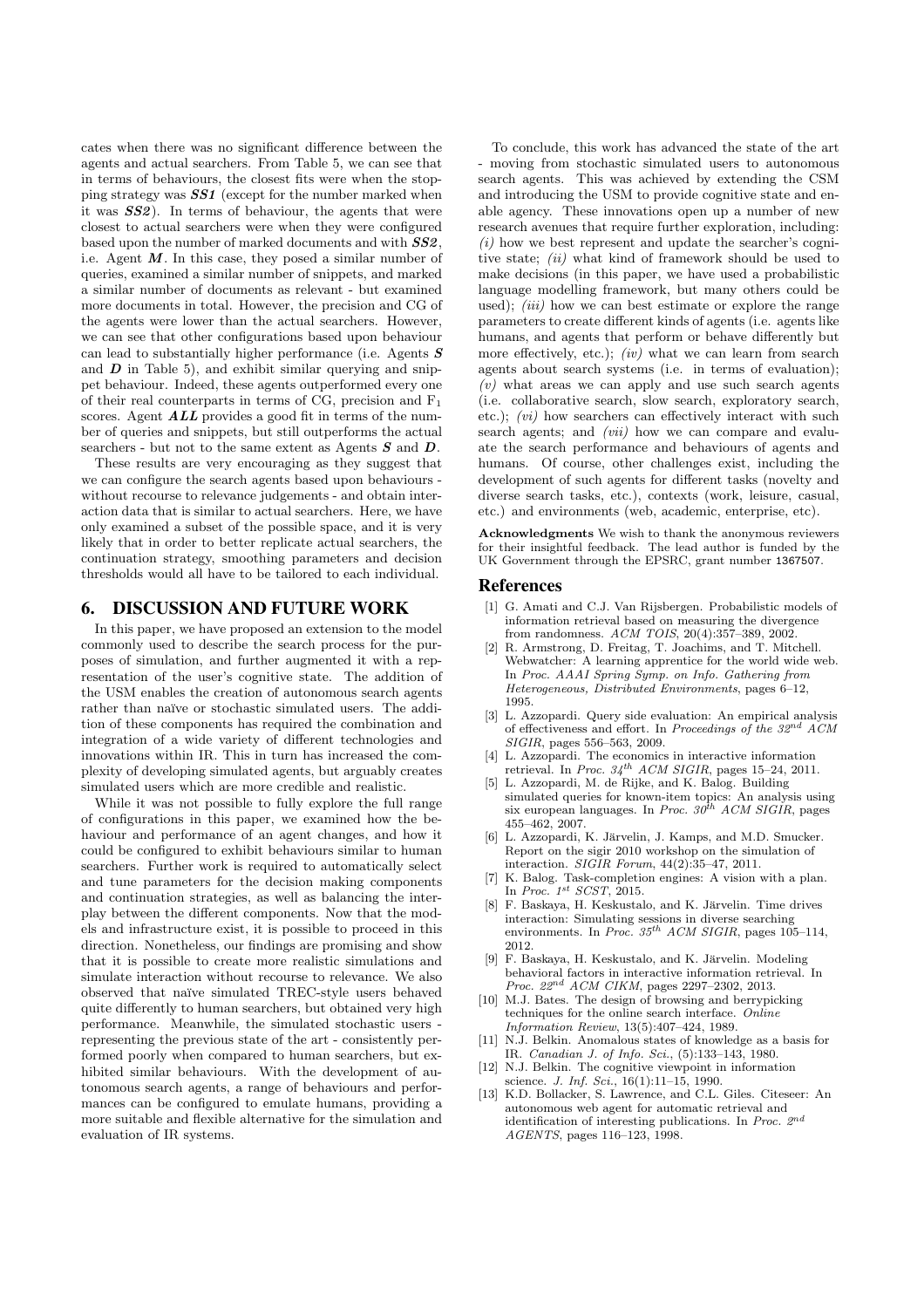cates when there was no significant difference between the agents and actual searchers. From Table 5, we can see that in terms of behaviours, the closest fits were when the stopping strategy was ***SS1*** (except for the number marked when it was ***SS2***). In terms of behaviour, the agents that were closest to actual searchers were when they were configured based upon the number of marked documents and with ***SS2***, i.e. Agent ***M***. In this case, they posed a similar number of queries, examined a similar number of snippets, and marked a similar number of documents as relevant - but examined more documents in total. However, the precision and CG of the agents were lower than the actual searchers. However, we can see that other configurations based upon behaviour can lead to substantially higher performance (i.e. Agents ***S*** and ***D*** in Table 5), and exhibit similar querying and snippet behaviour. Indeed, these agents outperformed every one of their real counterparts in terms of CG, precision and $F_1$ scores. Agent ***ALL*** provides a good fit in terms of the number of queries and snippets, but still outperforms the actual searchers - but not to the same extent as Agents ***S*** and ***D***.

These results are very encouraging as they suggest that we can configure the search agents based upon behaviours - without recourse to relevance judgements - and obtain interaction data that is similar to actual searchers. Here, we have only examined a subset of the possible space, and it is very likely that in order to better replicate actual searchers, the continuation strategy, smoothing parameters and decision thresholds would all have to be tailored to each individual.

## 6. DISCUSSION AND FUTURE WORK

In this paper, we have proposed an extension to the model commonly used to describe the search process for the purposes of simulation, and further augmented it with a representation of the user's cognitive state. The addition of the USM enables the creation of autonomous search agents rather than naïve or stochastic simulated users. The addition of these components has required the combination and integration of a wide variety of different technologies and innovations within IR. This in turn has increased the complexity of developing simulated agents, but arguably creates simulated users which are more credible and realistic.

While it was not possible to fully explore the full range of configurations in this paper, we examined how the behaviour and performance of an agent changes, and how it could be configured to exhibit behaviours similar to human searchers. Further work is required to automatically select and tune parameters for the decision making components and continuation strategies, as well as balancing the interplay between the different components. Now that the models and infrastructure exist, it is possible to proceed in this direction. Nonetheless, our findings are promising and show that it is possible to create more realistic simulations and simulate interaction without recourse to relevance. We also observed that naïve simulated TREC-style users behaved quite differently to human searchers, but obtained very high performance. Meanwhile, the simulated stochastic users - representing the previous state of the art - consistently performed poorly when compared to human searchers, but exhibited similar behaviours. With the development of autonomous search agents, a range of behaviours and performances can be configured to emulate humans, providing a more suitable and flexible alternative for the simulation and evaluation of IR systems.

To conclude, this work has advanced the state of the art - moving from stochastic simulated users to autonomous search agents. This was achieved by extending the CSM and introducing the USM to provide cognitive state and enable agency. These innovations open up a number of new research avenues that require further exploration, including: *(i)* how we best represent and update the searcher's cognitive state; *(ii)* what kind of framework should be used to make decisions (in this paper, we have used a probabilistic language modelling framework, but many others could be used); *(iii)* how we can best estimate or explore the range parameters to create different kinds of agents (i.e. agents like humans, and agents that perform or behave differently but more effectively, etc.); *(iv)* what we can learn from search agents about search systems (i.e. in terms of evaluation); *(v)* what areas we can apply and use such search agents (i.e. collaborative search, slow search, exploratory search, etc.); *(vi)* how searchers can effectively interact with such search agents; and *(vii)* how we can compare and evaluate the search performance and behaviours of agents and humans. Of course, other challenges exist, including the development of such agents for different tasks (novelty and diverse search tasks, etc.), contexts (work, leisure, casual, etc.) and environments (web, academic, enterprise, etc).

**Acknowledgments** We wish to thank the anonymous reviewers for their insightful feedback. The lead author is funded by the UK Government through the EPSRC, grant number 1367507.

## References

[1] G. Amati and C.J. Van Rijsbergen. Probabilistic models of information retrieval based on measuring the divergence from randomness. *ACM TOIS*, 20(4):357–389, 2002.

[2] R. Armstrong, D. Freitag, T. Joachims, and T. Mitchell. Webwatcher: A learning apprentice for the world wide web. In *Proc. AAAI Spring Symp. on Info. Gathering from Heterogeneous, Distributed Environments*, pages 6–12, 1995.

[3] L. Azzopardi. Query side evaluation: An empirical analysis of effectiveness and effort. In *Proceedings of the 32nd ACM SIGIR*, pages 556–563, 2009.

[4] L. Azzopardi. The economics in interactive information retrieval. In *Proc. 34th ACM SIGIR*, pages 15–24, 2011.

[5] L. Azzopardi, M. de Rijke, and K. Balog. Building simulated queries for known-item topics: An analysis using six european languages. In *Proc. 30th ACM SIGIR*, pages 455–462, 2007.

[6] L. Azzopardi, K. Järvelin, J. Kamps, and M.D. Smucker. Report on the sigir 2010 workshop on the simulation of interaction. *SIGIR Forum*, 44(2):35–47, 2011.

[7] K. Balog. Task-completion engines: A vision with a plan. In *Proc. 1st SCST*, 2015.

[8] F. Baskaya, H. Keskustalo, and K. Järvelin. Time drives interaction: Simulating sessions in diverse searching environments. In *Proc. 35th ACM SIGIR*, pages 105–114, 2012.

[9] F. Baskaya, H. Keskustalo, and K. Järvelin. Modeling behavioral factors in interactive information retrieval. In *Proc. 22nd ACM CIKM*, pages 2297–2302, 2013.

[10] M.J. Bates. The design of browsing and berrypicking techniques for the online search interface. *Online Information Review*, 13(5):407–424, 1989.

[11] N.J. Belkin. Anomalous states of knowledge as a basis for IR. *Canadian J. of Info. Sci.*, (5):133–143, 1980.

[12] N.J. Belkin. The cognitive viewpoint in information science. *J. Inf. Sci.*, 16(1):11–15, 1990.

[13] K.D. Bollacker, S. Lawrence, and C.L. Giles. Citeseer: An autonomous web agent for automatic retrieval and identification of interesting publications. In *Proc. 2nd AGENTS*, pages 116–123, 1998.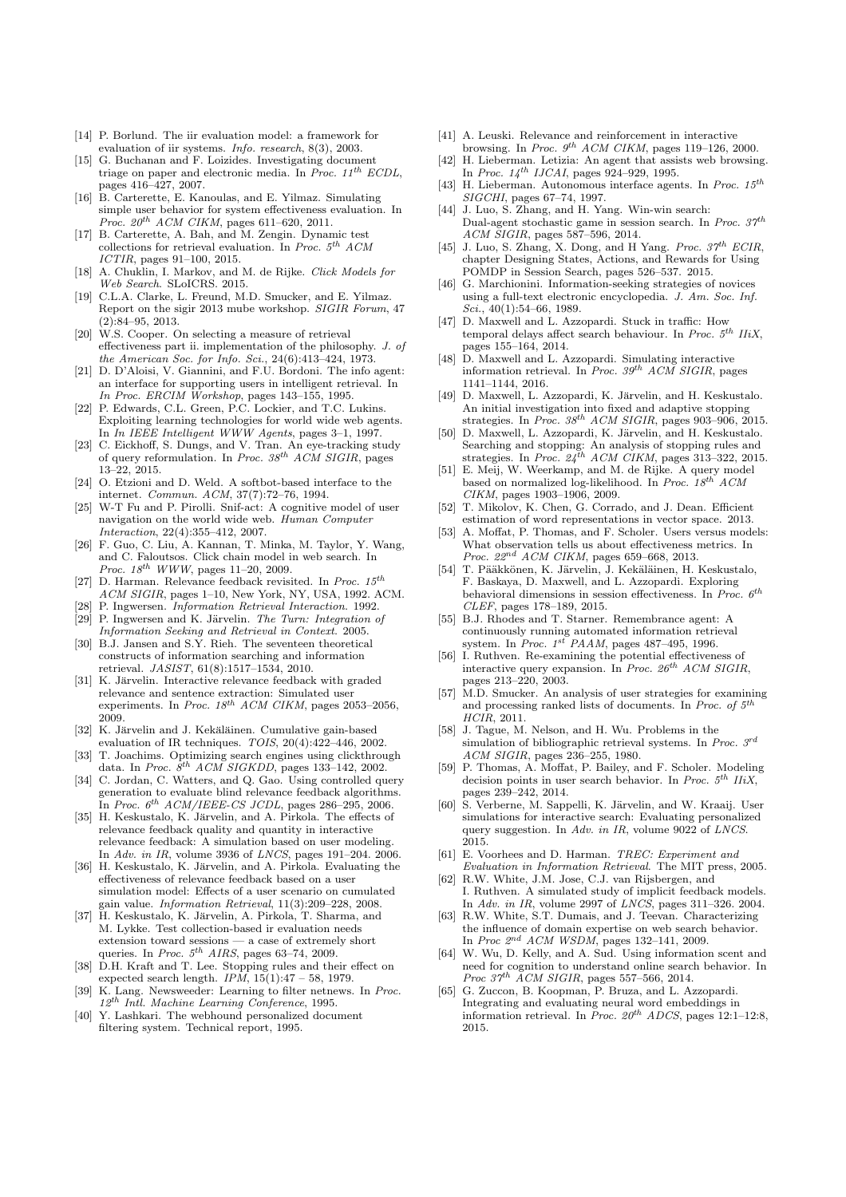[14] P. Borlund. The iir evaluation model: a framework for evaluation of iir systems. *Info. research*, 8(3), 2003.

[15] G. Buchanan and F. Loizides. Investigating document triage on paper and electronic media. In *Proc. $11^{th}$ ECDL*, pages 416–427, 2007.

[16] B. Carterette, E. Kanoulas, and E. Yilmaz. Simulating simple user behavior for system effectiveness evaluation. In *Proc. $20^{th}$ ACM CIKM*, pages 611–620, 2011.

[17] B. Carterette, A. Bah, and M. Zengin. Dynamic test collections for retrieval evaluation. In *Proc. $5^{th}$ ACM ICTIR*, pages 91–100, 2015.

[18] A. Chuklin, I. Markov, and M. de Rijke. *Click Models for Web Search*. SLoICRS. 2015.

[19] C.L.A. Clarke, L. Freund, M.D. Smucker, and E. Yilmaz. Report on the sigir 2013 mube workshop. *SIGIR Forum*, 47 (2):84–95, 2013.

[20] W.S. Cooper. On selecting a measure of retrieval effectiveness part ii. implementation of the philosophy. *J. of the American Soc. for Info. Sci.*, 24(6):413–424, 1973.

[21] D. D'Aloisi, V. Giannini, and F.U. Bordoni. The info agent: an interface for supporting users in intelligent retrieval. In *In Proc. ERCIM Workshop*, pages 143–155, 1995.

[22] P. Edwards, C.L. Green, P.C. Lockier, and T.C. Lukins. Exploiting learning technologies for world wide web agents. In *In IEEE Intelligent WWW Agents*, pages 3–1, 1997.

[23] C. Eickhoff, S. Dungs, and V. Tran. An eye-tracking study of query reformulation. In *Proc. $38^{th}$ ACM SIGIR*, pages 13–22, 2015.

[24] O. Etzioni and D. Weld. A softbot-based interface to the internet. *Commun. ACM*, 37(7):72–76, 1994.

[25] W-T Fu and P. Pirolli. Snif-act: A cognitive model of user navigation on the world wide web. *Human Computer Interaction*, 22(4):355–412, 2007.

[26] F. Guo, C. Liu, A. Kannan, T. Minka, M. Taylor, Y. Wang, and C. Faloutsos. Click chain model in web search. In *Proc. $18^{th}$ WWW*, pages 11–20, 2009.

[27] D. Harman. Relevance feedback revisited. In *Proc. $15^{th}$ ACM SIGIR*, pages 1–10, New York, NY, USA, 1992. ACM.

[28] P. Ingwersen. *Information Retrieval Interaction*. 1992.

[29] P. Ingwersen and K. Järvelin. *The Turn: Integration of Information Seeking and Retrieval in Context*. 2005.

[30] B.J. Jansen and S.Y. Rieh. The seventeen theoretical constructs of information searching and information retrieval. *JASIST*, 61(8):1517–1534, 2010.

[31] K. Järvelin. Interactive relevance feedback with graded relevance and sentence extraction: Simulated user experiments. In *Proc. $18^{th}$ ACM CIKM*, pages 2053–2056, 2009.

[32] K. Järvelin and J. Kekäläinen. Cumulative gain-based evaluation of IR techniques. *TOIS*, 20(4):422–446, 2002.

[33] T. Joachims. Optimizing search engines using clickthrough data. In *Proc. $8^{th}$ ACM SIGKDD*, pages 133–142, 2002.

[34] C. Jordan, C. Watters, and Q. Gao. Using controlled query generation to evaluate blind relevance feedback algorithms. In *Proc. $6^{th}$ ACM/IEEE-CS JCDL*, pages 286–295, 2006.

[35] H. Keskustalo, K. Järvelin, and A. Pirkola. The effects of relevance feedback quality and quantity in interactive relevance feedback: A simulation based on user modeling. In *Adv. in IR*, volume 3936 of *LNCS*, pages 191–204. 2006.

[36] H. Keskustalo, K. Järvelin, and A. Pirkola. Evaluating the effectiveness of relevance feedback based on a user simulation model: Effects of a user scenario on cumulated gain value. *Information Retrieval*, 11(3):209–228, 2008.

[37] H. Keskustalo, K. Järvelin, A. Pirkola, T. Sharma, and M. Lykke. Test collection-based ir evaluation needs extension toward sessions — a case of extremely short queries. In *Proc. $5^{th}$ AIRS*, pages 63–74, 2009.

[38] D.H. Kraft and T. Lee. Stopping rules and their effect on expected search length. *IPM*, 15(1):47 – 58, 1979.

[39] K. Lang. Newsweeder: Learning to filter netnews. In *Proc. $12^{th}$ Intl. Machine Learning Conference*, 1995.

[40] Y. Lashkari. The webhound personalized document filtering system. Technical report, 1995.

[41] A. Leuski. Relevance and reinforcement in interactive browsing. In *Proc. $9^{th}$ ACM CIKM*, pages 119–126, 2000.

[42] H. Lieberman. Letizia: An agent that assists web browsing. In *Proc. $14^{th}$ IJCAI*, pages 924–929, 1995.

[43] H. Lieberman. Autonomous interface agents. In *Proc. $15^{th}$ SIGCHI*, pages 67–74, 1997.

[44] J. Luo, S. Zhang, and H. Yang. Win-win search: Dual-agent stochastic game in session search. In *Proc. $37^{th}$ ACM SIGIR*, pages 587–596, 2014.

[45] J. Luo, S. Zhang, X. Dong, and H Yang. *Proc. $37^{th}$ ECIR*, chapter Designing States, Actions, and Rewards for Using POMDP in Session Search, pages 526–537. 2015.

[46] G. Marchionini. Information-seeking strategies of novices using a full-text electronic encyclopedia. *J. Am. Soc. Inf. Sci.*, 40(1):54–66, 1989.

[47] D. Maxwell and L. Azzopardi. Stuck in traffic: How temporal delays affect search behaviour. In *Proc. $5^{th}$ IIiX*, pages 155–164, 2014.

[48] D. Maxwell and L. Azzopardi. Simulating interactive information retrieval. In *Proc. $39^{th}$ ACM SIGIR*, pages 1141–1144, 2016.

[49] D. Maxwell, L. Azzopardi, K. Järvelin, and H. Keskustalo. An initial investigation into fixed and adaptive stopping strategies. In *Proc. $38^{th}$ ACM SIGIR*, pages 903–906, 2015.

[50] D. Maxwell, L. Azzopardi, K. Järvelin, and H. Keskustalo. Searching and stopping: An analysis of stopping rules and strategies. In *Proc. $24^{th}$ ACM CIKM*, pages 313–322, 2015.

[51] E. Meij, W. Weerkamp, and M. de Rijke. A query model based on normalized log-likelihood. In *Proc. $18^{th}$ ACM CIKM*, pages 1903–1906, 2009.

[52] T. Mikolov, K. Chen, G. Corrado, and J. Dean. Efficient estimation of word representations in vector space. 2013.

[53] A. Moffat, P. Thomas, and F. Scholer. Users versus models: What observation tells us about effectiveness metrics. In *Proc. $22^{nd}$ ACM CIKM*, pages 659–668, 2013.

[54] T. Pääkkönen, K. Järvelin, J. Kekäläinen, H. Keskustalo, F. Baskaya, D. Maxwell, and L. Azzopardi. Exploring behavioral dimensions in session effectiveness. In *Proc. $6^{th}$ CLEF*, pages 178–189, 2015.

[55] B.J. Rhodes and T. Starner. Remembrance agent: A continuously running automated information retrieval system. In *Proc. $1^{st}$ PAAM*, pages 487–495, 1996.

[56] I. Ruthven. Re-examining the potential effectiveness of interactive query expansion. In *Proc. $26^{th}$ ACM SIGIR*, pages 213–220, 2003.

[57] M.D. Smucker. An analysis of user strategies for examining and processing ranked lists of documents. In *Proc. of $5^{th}$ HCIR*, 2011.

[58] J. Tague, M. Nelson, and H. Wu. Problems in the simulation of bibliographic retrieval systems. In *Proc. $3^{rd}$ ACM SIGIR*, pages 236–255, 1980.

[59] P. Thomas, A. Moffat, P. Bailey, and F. Scholer. Modeling decision points in user search behavior. In *Proc. $5^{th}$ IIiX*, pages 239–242, 2014.

[60] S. Verberne, M. Sappelli, K. Järvelin, and W. Kraaij. User simulations for interactive search: Evaluating personalized query suggestion. In *Adv. in IR*, volume 9022 of *LNCS*. 2015.

[61] E. Voorhees and D. Harman. *TREC: Experiment and Evaluation in Information Retrieval*. The MIT press, 2005.

[62] R.W. White, J.M. Jose, C.J. van Rijsbergen, and I. Ruthven. A simulated study of implicit feedback models. In *Adv. in IR*, volume 2997 of *LNCS*, pages 311–326. 2004.

[63] R.W. White, S.T. Dumais, and J. Teevan. Characterizing the influence of domain expertise on web search behavior. In *Proc $2^{nd}$ ACM WSDM*, pages 132–141, 2009.

[64] W. Wu, D. Kelly, and A. Sud. Using information scent and need for cognition to understand online search behavior. In *Proc $37^{th}$ ACM SIGIR*, pages 557–566, 2014.

[65] G. Zuccon, B. Koopman, P. Bruza, and L. Azzopardi. Integrating and evaluating neural word embeddings in information retrieval. In *Proc. $20^{th}$ ADCS*, pages 12:1–12:8, 2015.